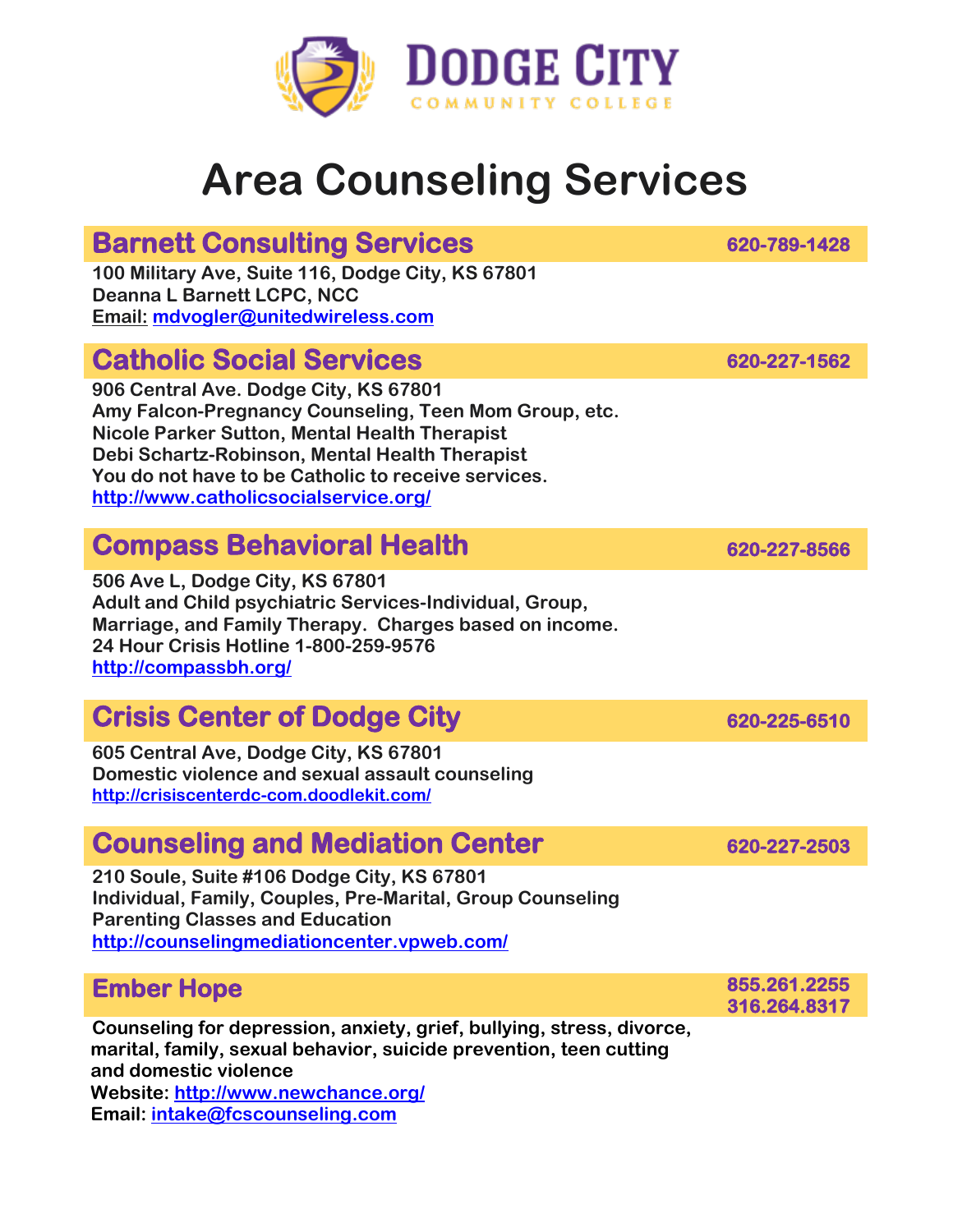# Dodge City Community College

# Area Counseling Services

## Barnett Consulting Services — 620-789-1428

**100 Military Ave, Suite 116, Dodge City, KS 67801**
**Deanna L Barnett LCPC, NCC**
**Email: mdvogler@unitedwireless.com**

## Catholic Social Services — 620-227-1562

**906 Central Ave. Dodge City, KS 67801**
**Amy Falcon-Pregnancy Counseling, Teen Mom Group, etc.**
**Nicole Parker Sutton, Mental Health Therapist**
**Debi Schartz-Robinson, Mental Health Therapist**
**You do not have to be Catholic to receive services.**
**http://www.catholicsocialservice.org/**

## Compass Behavioral Health — 620-227-8566

**506 Ave L, Dodge City, KS 67801**
**Adult and Child psychiatric Services-Individual, Group, Marriage, and Family Therapy. Charges based on income.**
**24 Hour Crisis Hotline 1-800-259-9576**
**http://compassbh.org/**

## Crisis Center of Dodge City — 620-225-6510

**605 Central Ave, Dodge City, KS 67801**
**Domestic violence and sexual assault counseling**
**http://crisiscenterdc-com.doodlekit.com/**

## Counseling and Mediation Center — 620-227-2503

**210 Soule, Suite #106 Dodge City, KS 67801**
**Individual, Family, Couples, Pre-Marital, Group Counseling**
**Parenting Classes and Education**
**http://counselingmediationcenter.vpweb.com/**

## Ember Hope — 855.261.2255 / 316.264.8317

**Counseling for depression, anxiety, grief, bullying, stress, divorce, marital, family, sexual behavior, suicide prevention, teen cutting and domestic violence**
**Website: http://www.newchance.org/**
**Email: intake@fcscounseling.com**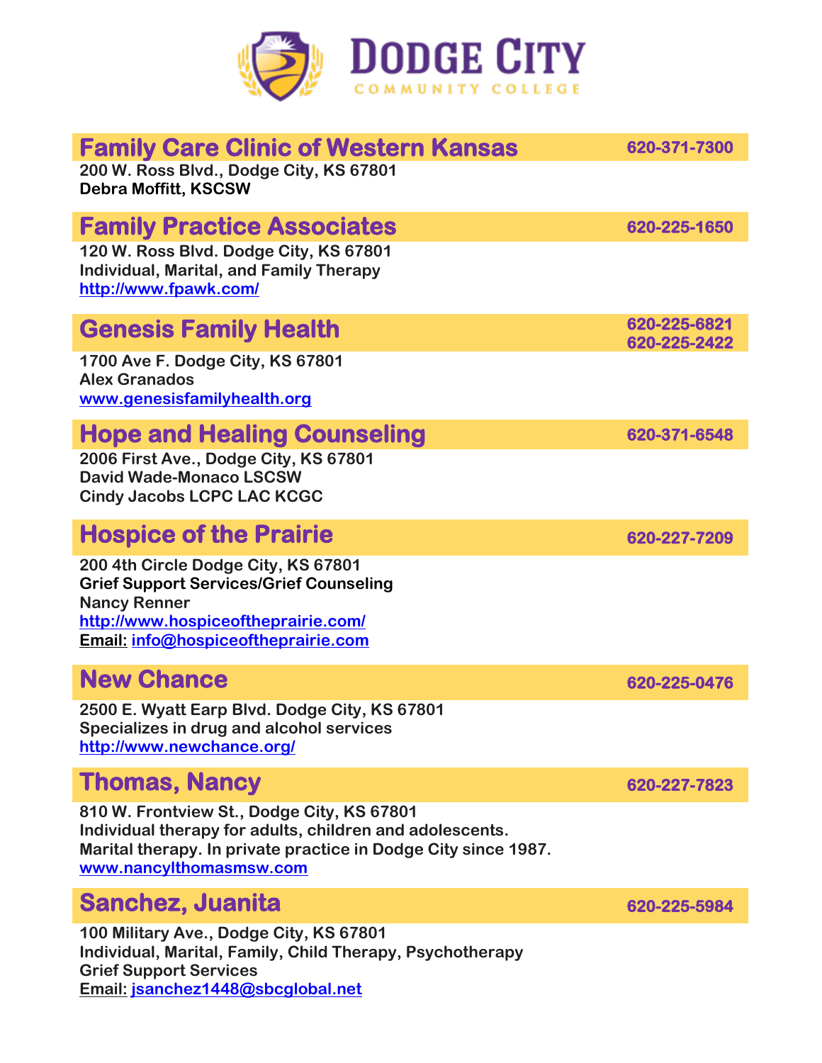# Dodge City Community College

## Family Care Clinic of Western Kansas — 620-371-7300

200 W. Ross Blvd., Dodge City, KS 67801
Debra Moffitt, KSCSW

## Family Practice Associates — 620-225-1650

120 W. Ross Blvd. Dodge City, KS 67801
Individual, Marital, and Family Therapy
http://www.fpawk.com/

## Genesis Family Health — 620-225-6821, 620-225-2422

1700 Ave F. Dodge City, KS 67801
Alex Granados
www.genesisfamilyhealth.org

## Hope and Healing Counseling — 620-371-6548

2006 First Ave., Dodge City, KS 67801
David Wade-Monaco LSCSW
Cindy Jacobs LCPC LAC KCGC

## Hospice of the Prairie — 620-227-7209

200 4th Circle Dodge City, KS 67801
Grief Support Services/Grief Counseling
Nancy Renner
http://www.hospiceoftheprairie.com/
Email: info@hospiceoftheprairie.com

## New Chance — 620-225-0476

2500 E. Wyatt Earp Blvd. Dodge City, KS 67801
Specializes in drug and alcohol services
http://www.newchance.org/

## Thomas, Nancy — 620-227-7823

810 W. Frontview St., Dodge City, KS 67801
Individual therapy for adults, children and adolescents.
Marital therapy. In private practice in Dodge City since 1987.
www.nancylthomasmsw.com

## Sanchez, Juanita — 620-225-5984

100 Military Ave., Dodge City, KS 67801
Individual, Marital, Family, Child Therapy, Psychotherapy
Grief Support Services
Email: jsanchez1448@sbcglobal.net